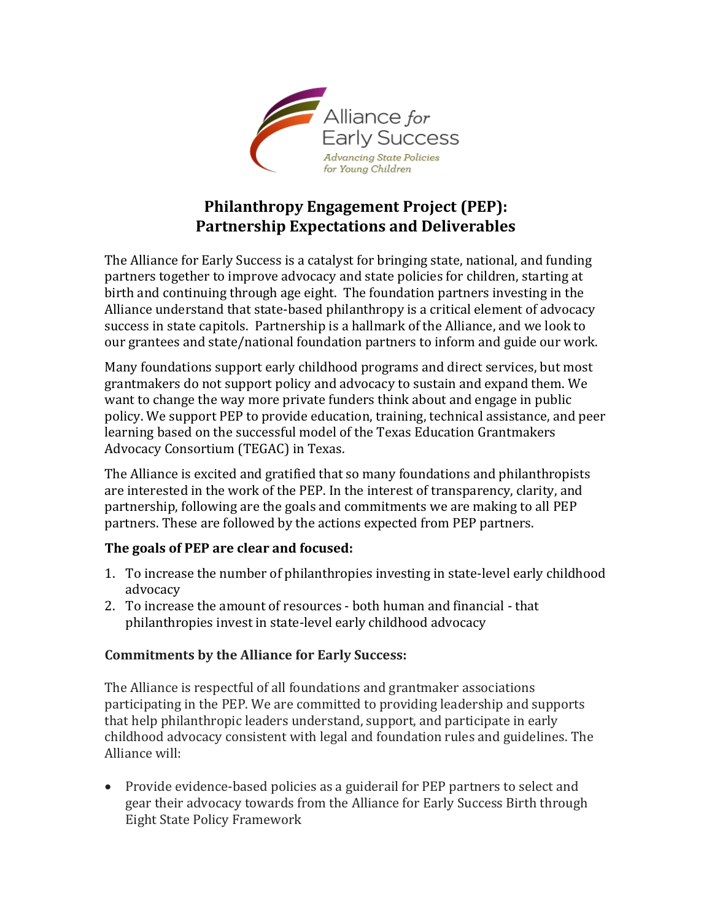Alliance *for* Early Success

*Advancing State Policies for Young Children*

# Philanthropy Engagement Project (PEP): Partnership Expectations and Deliverables

The Alliance for Early Success is a catalyst for bringing state, national, and funding partners together to improve advocacy and state policies for children, starting at birth and continuing through age eight. The foundation partners investing in the Alliance understand that state-based philanthropy is a critical element of advocacy success in state capitols. Partnership is a hallmark of the Alliance, and we look to our grantees and state/national foundation partners to inform and guide our work.

Many foundations support early childhood programs and direct services, but most grantmakers do not support policy and advocacy to sustain and expand them. We want to change the way more private funders think about and engage in public policy. We support PEP to provide education, training, technical assistance, and peer learning based on the successful model of the Texas Education Grantmakers Advocacy Consortium (TEGAC) in Texas.

The Alliance is excited and gratified that so many foundations and philanthropists are interested in the work of the PEP. In the interest of transparency, clarity, and partnership, following are the goals and commitments we are making to all PEP partners. These are followed by the actions expected from PEP partners.

**The goals of PEP are clear and focused:**

1. To increase the number of philanthropies investing in state-level early childhood advocacy
2. To increase the amount of resources - both human and financial - that philanthropies invest in state-level early childhood advocacy

**Commitments by the Alliance for Early Success:**

The Alliance is respectful of all foundations and grantmaker associations participating in the PEP. We are committed to providing leadership and supports that help philanthropic leaders understand, support, and participate in early childhood advocacy consistent with legal and foundation rules and guidelines. The Alliance will:

- Provide evidence-based policies as a guiderail for PEP partners to select and gear their advocacy towards from the Alliance for Early Success Birth through Eight State Policy Framework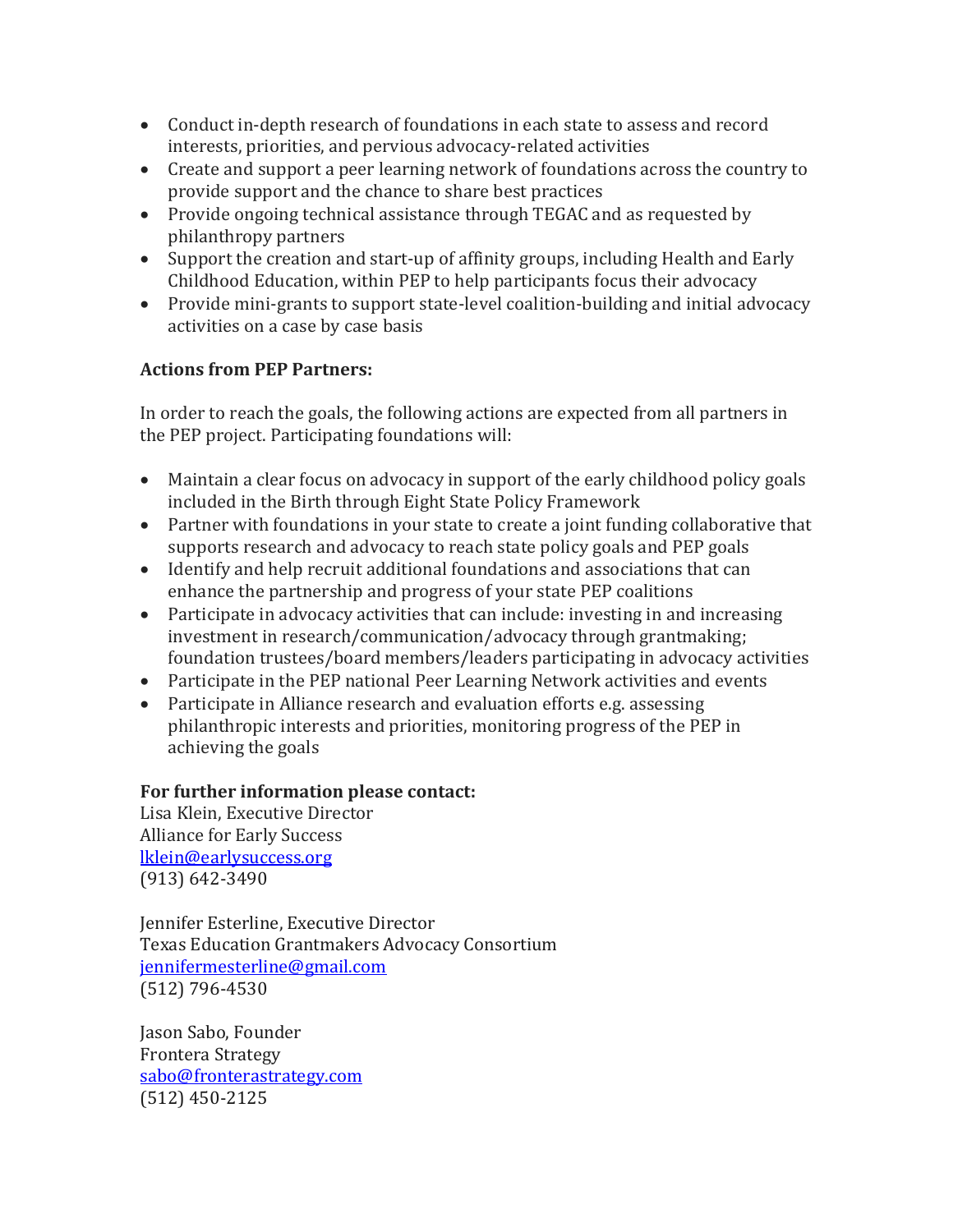- Conduct in-depth research of foundations in each state to assess and record interests, priorities, and pervious advocacy-related activities
- Create and support a peer learning network of foundations across the country to provide support and the chance to share best practices
- Provide ongoing technical assistance through TEGAC and as requested by philanthropy partners
- Support the creation and start-up of affinity groups, including Health and Early Childhood Education, within PEP to help participants focus their advocacy
- Provide mini-grants to support state-level coalition-building and initial advocacy activities on a case by case basis

**Actions from PEP Partners:**

In order to reach the goals, the following actions are expected from all partners in the PEP project. Participating foundations will:

- Maintain a clear focus on advocacy in support of the early childhood policy goals included in the Birth through Eight State Policy Framework
- Partner with foundations in your state to create a joint funding collaborative that supports research and advocacy to reach state policy goals and PEP goals
- Identify and help recruit additional foundations and associations that can enhance the partnership and progress of your state PEP coalitions
- Participate in advocacy activities that can include: investing in and increasing investment in research/communication/advocacy through grantmaking; foundation trustees/board members/leaders participating in advocacy activities
- Participate in the PEP national Peer Learning Network activities and events
- Participate in Alliance research and evaluation efforts e.g. assessing philanthropic interests and priorities, monitoring progress of the PEP in achieving the goals

**For further information please contact:**
Lisa Klein, Executive Director
Alliance for Early Success
lklein@earlysuccess.org
(913) 642-3490

Jennifer Esterline, Executive Director
Texas Education Grantmakers Advocacy Consortium
jennifermesterline@gmail.com
(512) 796-4530

Jason Sabo, Founder
Frontera Strategy
sabo@fronterastrategy.com
(512) 450-2125